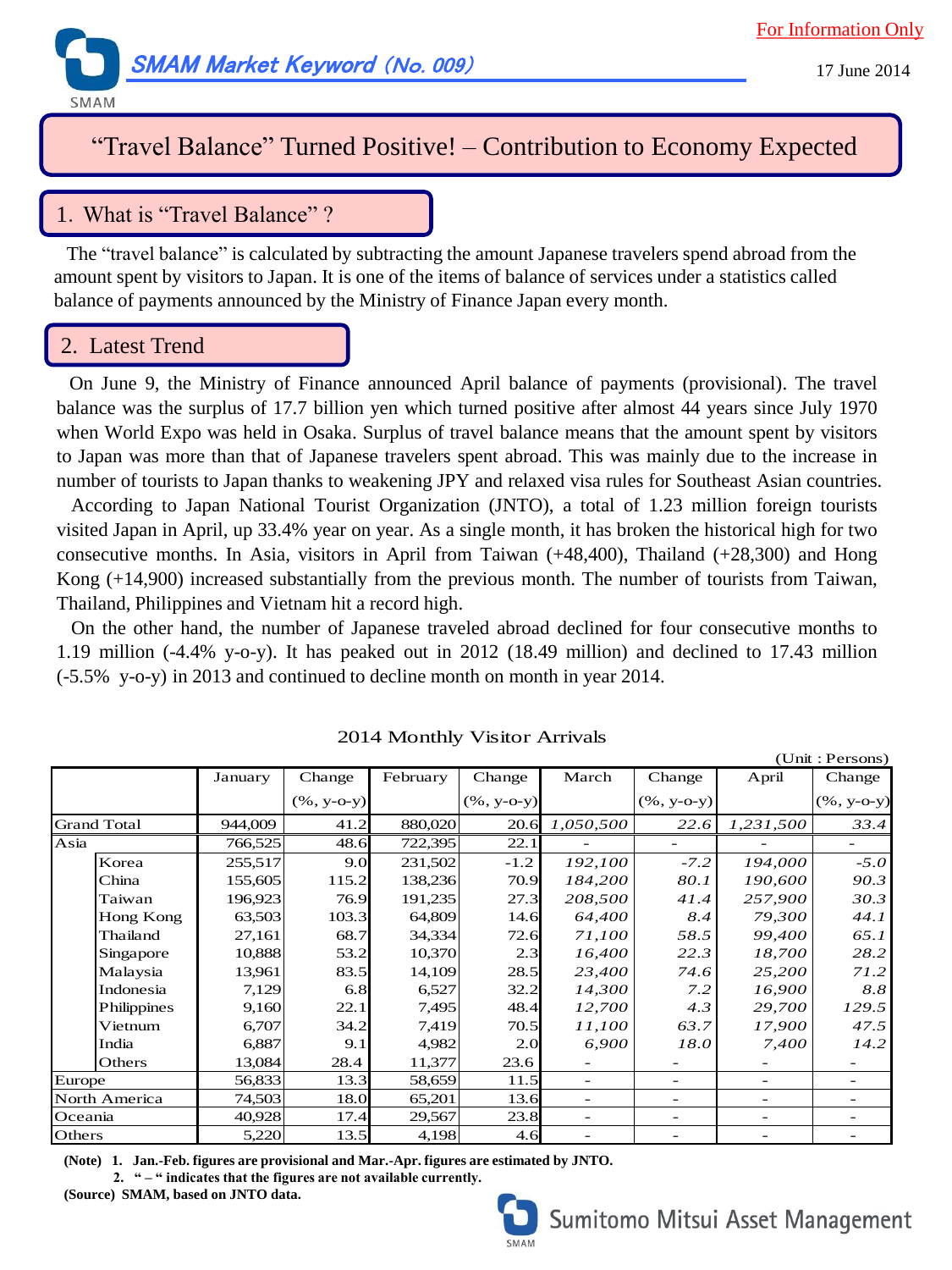For Information Only

SMAM Market Keyword (No. 009)

17 June 2014

# "Travel Balance" Turned Positive! – Contribution to Economy Expected

## 1. What is "Travel Balance" ?

The "travel balance" is calculated by subtracting the amount Japanese travelers spend abroad from the amount spent by visitors to Japan. It is one of the items of balance of services under a statistics called balance of payments announced by the Ministry of Finance Japan every month.

## 2. Latest Trend

On June 9, the Ministry of Finance announced April balance of payments (provisional). The travel balance was the surplus of 17.7 billion yen which turned positive after almost 44 years since July 1970 when World Expo was held in Osaka. Surplus of travel balance means that the amount spent by visitors to Japan was more than that of Japanese travelers spent abroad. This was mainly due to the increase in number of tourists to Japan thanks to weakening JPY and relaxed visa rules for Southeast Asian countries.

According to Japan National Tourist Organization (JNTO), a total of 1.23 million foreign tourists visited Japan in April, up 33.4% year on year. As a single month, it has broken the historical high for two consecutive months. In Asia, visitors in April from Taiwan (+48,400), Thailand (+28,300) and Hong Kong (+14,900) increased substantially from the previous month. The number of tourists from Taiwan, Thailand, Philippines and Vietnam hit a record high.

On the other hand, the number of Japanese traveled abroad declined for four consecutive months to 1.19 million (-4.4% y-o-y). It has peaked out in 2012 (18.49 million) and declined to 17.43 million (-5.5% y-o-y) in 2013 and continued to decline month on month in year 2014.

2014 Monthly Visitor Arrivals

(Unit : Persons)

| | | January | Change (%, y-o-y) | February | Change (%, y-o-y) | March | Change (%, y-o-y) | April | Change (%, y-o-y) |
|---|---|---|---|---|---|---|---|---|---|
| Grand Total | | 944,009 | 41.2 | 880,020 | 20.6 | *1,050,500* | *22.6* | *1,231,500* | *33.4* |
| Asia | | 766,525 | 48.6 | 722,395 | 22.1 | - | - | - | - |
| | Korea | 255,517 | 9.0 | 231,502 | -1.2 | *192,100* | *-7.2* | *194,000* | *-5.0* |
| | China | 155,605 | 115.2 | 138,236 | 70.9 | *184,200* | *80.1* | *190,600* | *90.3* |
| | Taiwan | 196,923 | 76.9 | 191,235 | 27.3 | *208,500* | *41.4* | *257,900* | *30.3* |
| | Hong Kong | 63,503 | 103.3 | 64,809 | 14.6 | *64,400* | *8.4* | *79,300* | *44.1* |
| | Thailand | 27,161 | 68.7 | 34,334 | 72.6 | *71,100* | *58.5* | *99,400* | *65.1* |
| | Singapore | 10,888 | 53.2 | 10,370 | 2.3 | *16,400* | *22.3* | *18,700* | *28.2* |
| | Malaysia | 13,961 | 83.5 | 14,109 | 28.5 | *23,400* | *74.6* | *25,200* | *71.2* |
| | Indonesia | 7,129 | 6.8 | 6,527 | 32.2 | *14,300* | *7.2* | *16,900* | *8.8* |
| | Philippines | 9,160 | 22.1 | 7,495 | 48.4 | *12,700* | *4.3* | *29,700* | *129.5* |
| | Vietnum | 6,707 | 34.2 | 7,419 | 70.5 | *11,100* | *63.7* | *17,900* | *47.5* |
| | India | 6,887 | 9.1 | 4,982 | 2.0 | *6,900* | *18.0* | *7,400* | *14.2* |
| | Others | 13,084 | 28.4 | 11,377 | 23.6 | - | - | - | - |
| Europe | | 56,833 | 13.3 | 58,659 | 11.5 | - | - | - | - |
| North America | | 74,503 | 18.0 | 65,201 | 13.6 | - | - | - | - |
| Oceania | | 40,928 | 17.4 | 29,567 | 23.8 | - | - | - | - |
| Others | | 5,220 | 13.5 | 4,198 | 4.6 | - | - | - | - |

**(Note) 1. Jan.-Feb. figures are provisional and Mar.-Apr. figures are estimated by JNTO.**
**2. " – " indicates that the figures are not available currently.**
**(Source) SMAM, based on JNTO data.**

Sumitomo Mitsui Asset Management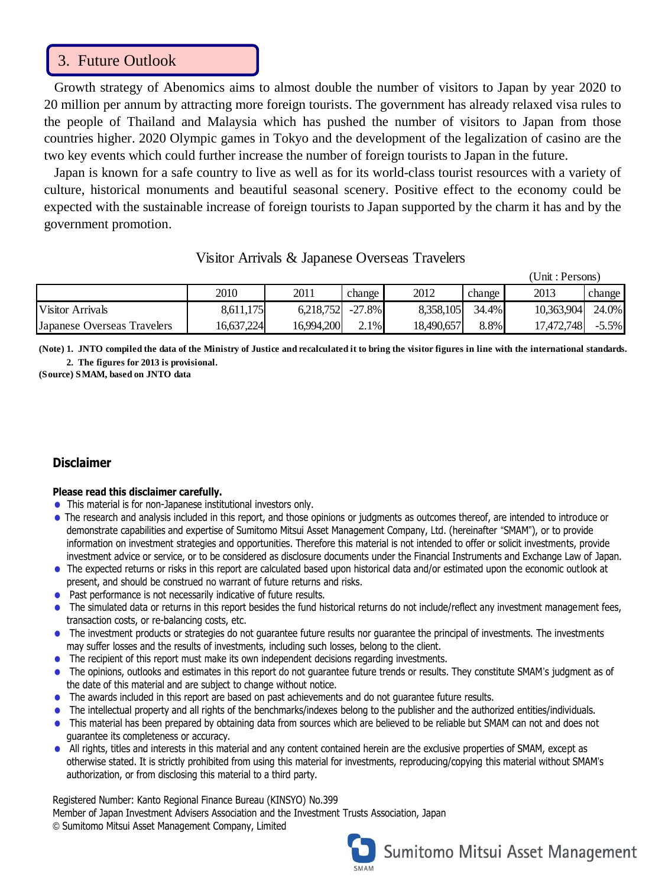## 3. Future Outlook

Growth strategy of Abenomics aims to almost double the number of visitors to Japan by year 2020 to 20 million per annum by attracting more foreign tourists. The government has already relaxed visa rules to the people of Thailand and Malaysia which has pushed the number of visitors to Japan from those countries higher. 2020 Olympic games in Tokyo and the development of the legalization of casino are the two key events which could further increase the number of foreign tourists to Japan in the future.

Japan is known for a safe country to live as well as for its world-class tourist resources with a variety of culture, historical monuments and beautiful seasonal scenery. Positive effect to the economy could be expected with the sustainable increase of foreign tourists to Japan supported by the charm it has and by the government promotion.

Visitor Arrivals & Japanese Overseas Travelers

(Unit : Persons)

| | 2010 | 2011 | change | 2012 | change | 2013 | change |
|---|---|---|---|---|---|---|---|
| Visitor Arrivals | 8,611,175 | 6,218,752 | -27.8% | 8,358,105 | 34.4% | 10,363,904 | 24.0% |
| Japanese Overseas Travelers | 16,637,224 | 16,994,200 | 2.1% | 18,490,657 | 8.8% | 17,472,748 | -5.5% |

**(Note) 1. JNTO compiled the data of the Ministry of Justice and recalculated it to bring the visitor figures in line with the international standards.**
**2. The figures for 2013 is provisional.**
**(Source) SMAM, based on JNTO data**

### Disclaimer

**Please read this disclaimer carefully.**

- This material is for non-Japanese institutional investors only.
- The research and analysis included in this report, and those opinions or judgments as outcomes thereof, are intended to introduce or demonstrate capabilities and expertise of Sumitomo Mitsui Asset Management Company, Ltd. (hereinafter "SMAM"), or to provide information on investment strategies and opportunities. Therefore this material is not intended to offer or solicit investments, provide investment advice or service, or to be considered as disclosure documents under the Financial Instruments and Exchange Law of Japan.
- The expected returns or risks in this report are calculated based upon historical data and/or estimated upon the economic outlook at present, and should be construed no warrant of future returns and risks.
- Past performance is not necessarily indicative of future results.
- The simulated data or returns in this report besides the fund historical returns do not include/reflect any investment management fees, transaction costs, or re-balancing costs, etc.
- The investment products or strategies do not guarantee future results nor guarantee the principal of investments. The investments may suffer losses and the results of investments, including such losses, belong to the client.
- The recipient of this report must make its own independent decisions regarding investments.
- The opinions, outlooks and estimates in this report do not guarantee future trends or results. They constitute SMAM's judgment as of the date of this material and are subject to change without notice.
- The awards included in this report are based on past achievements and do not guarantee future results.
- The intellectual property and all rights of the benchmarks/indexes belong to the publisher and the authorized entities/individuals.
- This material has been prepared by obtaining data from sources which are believed to be reliable but SMAM can not and does not guarantee its completeness or accuracy.
- All rights, titles and interests in this material and any content contained herein are the exclusive properties of SMAM, except as otherwise stated. It is strictly prohibited from using this material for investments, reproducing/copying this material without SMAM's authorization, or from disclosing this material to a third party.

Registered Number: Kanto Regional Finance Bureau (KINSYO) No.399
Member of Japan Investment Advisers Association and the Investment Trusts Association, Japan
© Sumitomo Mitsui Asset Management Company, Limited

Sumitomo Mitsui Asset Management